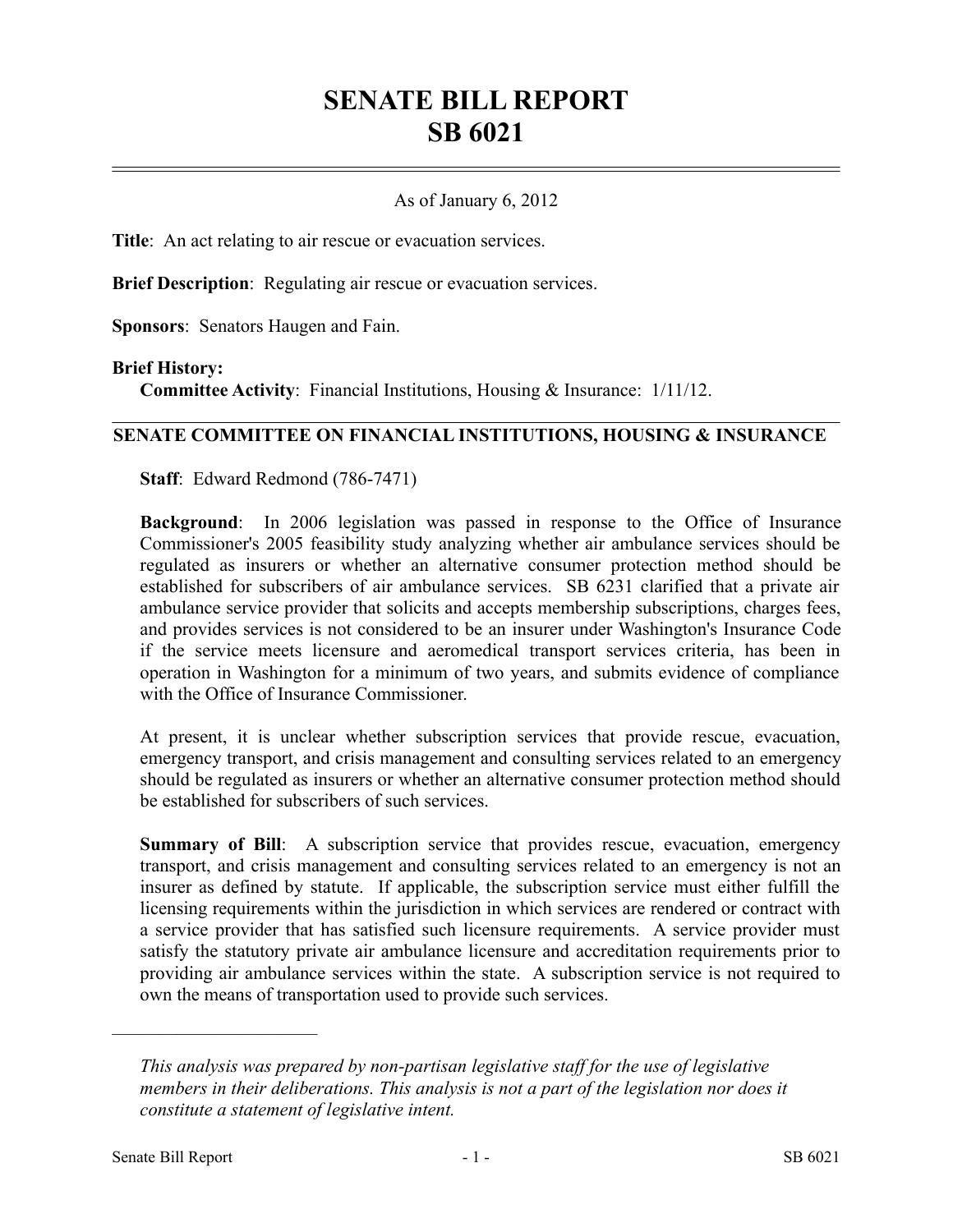# SENATE BILL REPORT
# SB 6021

As of January 6, 2012

**Title**: An act relating to air rescue or evacuation services.

**Brief Description**: Regulating air rescue or evacuation services.

**Sponsors**: Senators Haugen and Fain.

**Brief History:**

**Committee Activity**: Financial Institutions, Housing & Insurance: 1/11/12.

## SENATE COMMITTEE ON FINANCIAL INSTITUTIONS, HOUSING & INSURANCE

**Staff**: Edward Redmond (786-7471)

**Background**: In 2006 legislation was passed in response to the Office of Insurance Commissioner's 2005 feasibility study analyzing whether air ambulance services should be regulated as insurers or whether an alternative consumer protection method should be established for subscribers of air ambulance services. SB 6231 clarified that a private air ambulance service provider that solicits and accepts membership subscriptions, charges fees, and provides services is not considered to be an insurer under Washington's Insurance Code if the service meets licensure and aeromedical transport services criteria, has been in operation in Washington for a minimum of two years, and submits evidence of compliance with the Office of Insurance Commissioner.

At present, it is unclear whether subscription services that provide rescue, evacuation, emergency transport, and crisis management and consulting services related to an emergency should be regulated as insurers or whether an alternative consumer protection method should be established for subscribers of such services.

**Summary of Bill**: A subscription service that provides rescue, evacuation, emergency transport, and crisis management and consulting services related to an emergency is not an insurer as defined by statute. If applicable, the subscription service must either fulfill the licensing requirements within the jurisdiction in which services are rendered or contract with a service provider that has satisfied such licensure requirements. A service provider must satisfy the statutory private air ambulance licensure and accreditation requirements prior to providing air ambulance services within the state. A subscription service is not required to own the means of transportation used to provide such services.

---

*This analysis was prepared by non-partisan legislative staff for the use of legislative members in their deliberations. This analysis is not a part of the legislation nor does it constitute a statement of legislative intent.*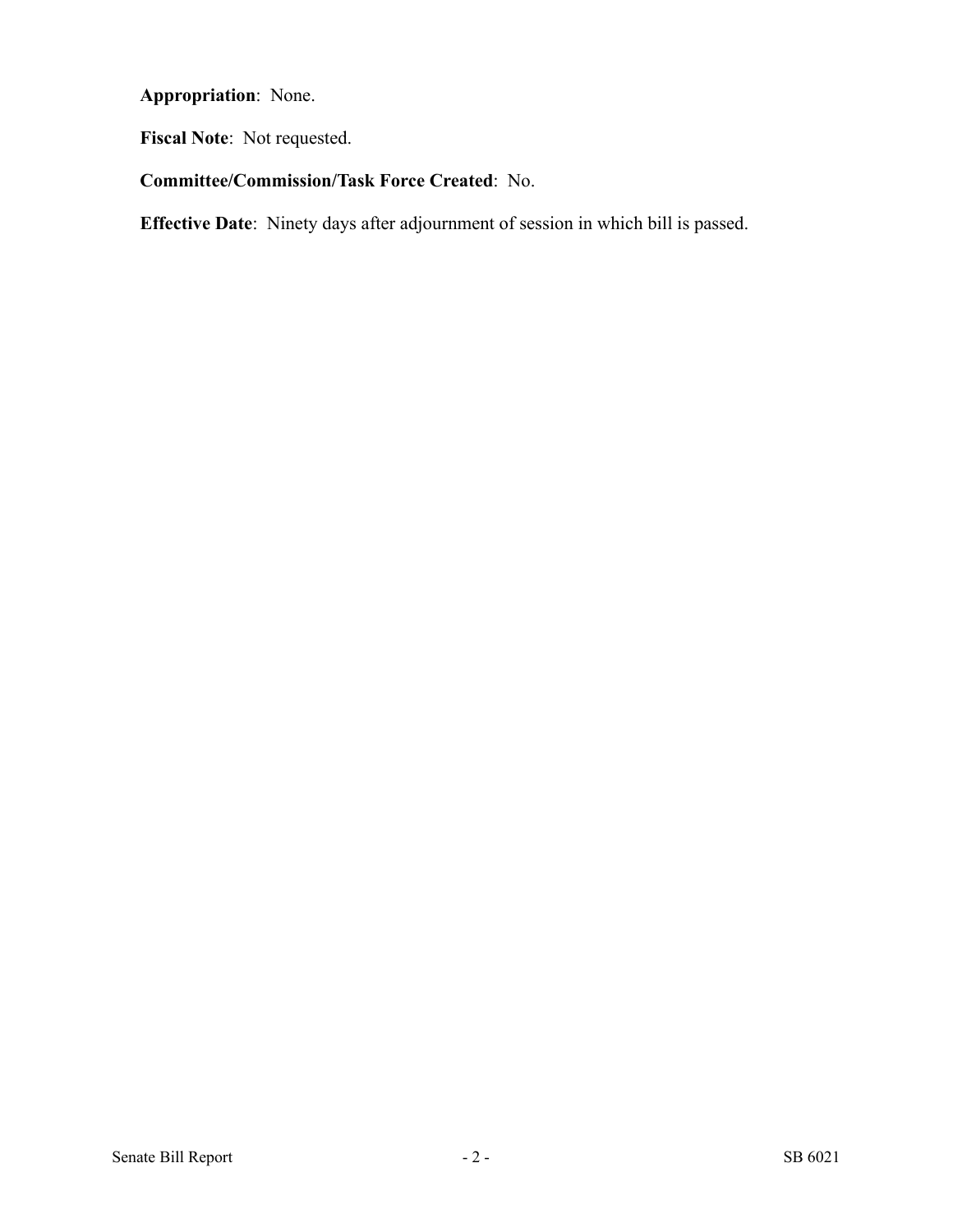**Appropriation**: None.

**Fiscal Note**: Not requested.

**Committee/Commission/Task Force Created**: No.

**Effective Date**: Ninety days after adjournment of session in which bill is passed.